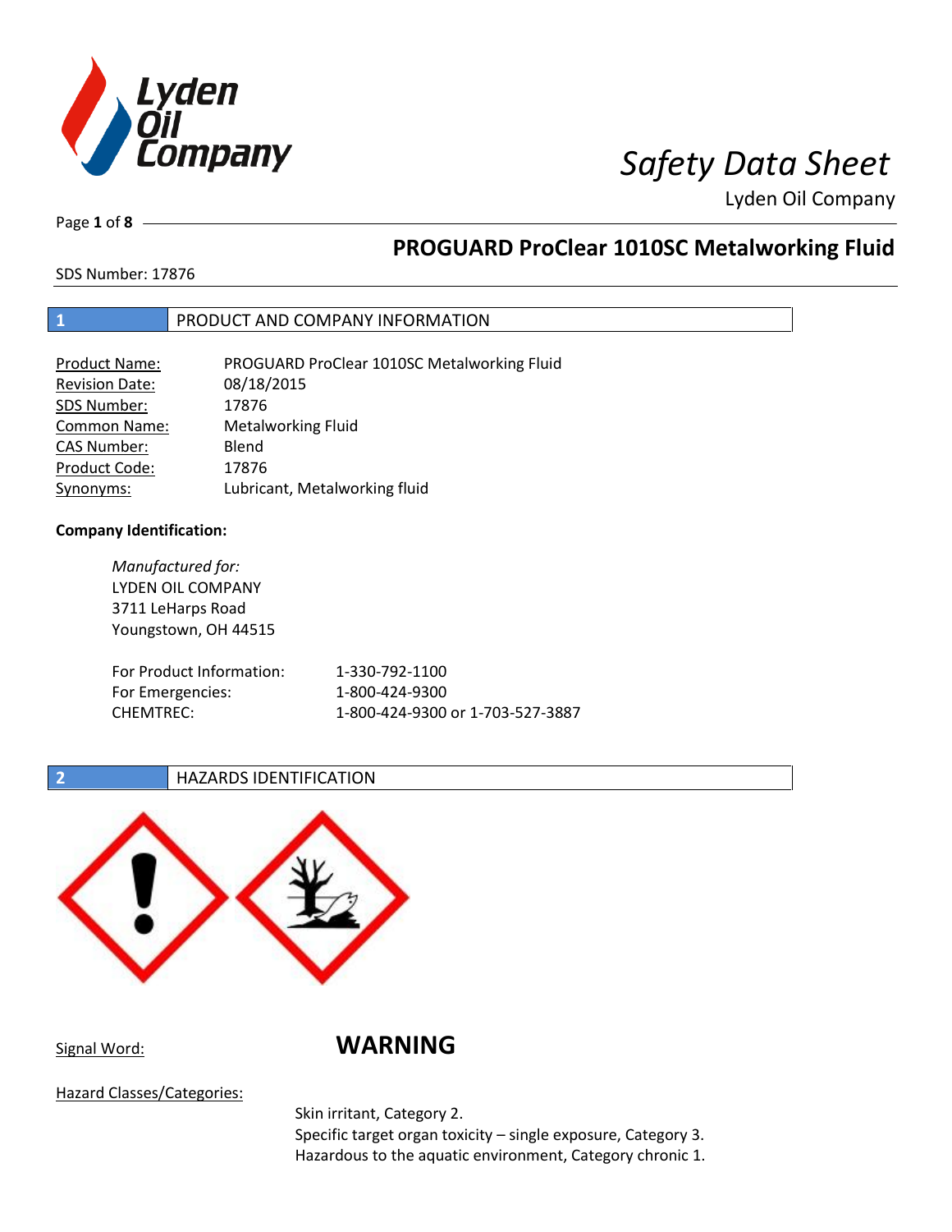# Safety Data Sheet

Lyden Oil Company

## PROGUARD ProClear 1010SC Metalworking Fluid

SDS Number: 17876

## 1 PRODUCT AND COMPANY INFORMATION

| | |
|---|---|
| Product Name: | PROGUARD ProClear 1010SC Metalworking Fluid |
| Revision Date: | 08/18/2015 |
| SDS Number: | 17876 |
| Common Name: | Metalworking Fluid |
| CAS Number: | Blend |
| Product Code: | 17876 |
| Synonyms: | Lubricant, Metalworking fluid |

**Company Identification:**

*Manufactured for:*
LYDEN OIL COMPANY
3711 LeHarps Road
Youngstown, OH 44515

| | |
|---|---|
| For Product Information: | 1-330-792-1100 |
| For Emergencies: | 1-800-424-9300 |
| CHEMTREC: | 1-800-424-9300 or 1-703-527-3887 |

## 2 HAZARDS IDENTIFICATION

Signal Word: **WARNING**

Hazard Classes/Categories:

Skin irritant, Category 2.
Specific target organ toxicity – single exposure, Category 3.
Hazardous to the aquatic environment, Category chronic 1.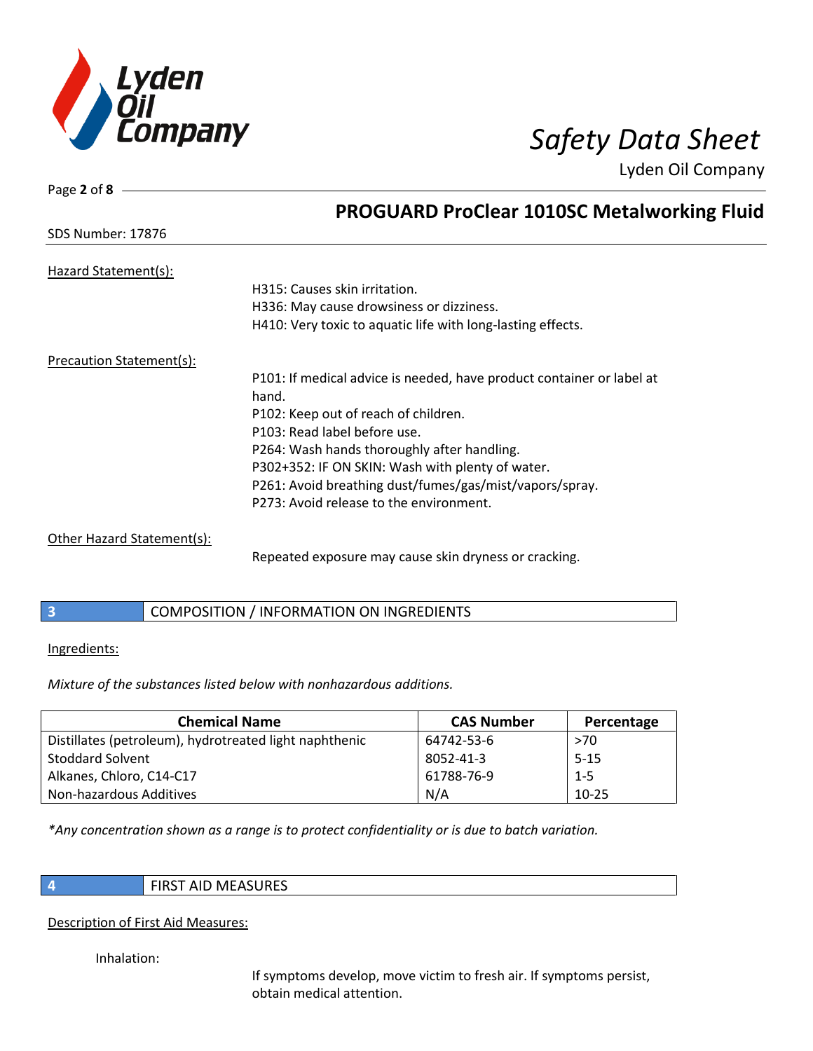Hazard Statement(s):

H315: Causes skin irritation.
H336: May cause drowsiness or dizziness.
H410: Very toxic to aquatic life with long-lasting effects.

Precaution Statement(s):

P101: If medical advice is needed, have product container or label at hand.
P102: Keep out of reach of children.
P103: Read label before use.
P264: Wash hands thoroughly after handling.
P302+352: IF ON SKIN: Wash with plenty of water.
P261: Avoid breathing dust/fumes/gas/mist/vapors/spray.
P273: Avoid release to the environment.

Other Hazard Statement(s):

Repeated exposure may cause skin dryness or cracking.

## 3 COMPOSITION / INFORMATION ON INGREDIENTS

Ingredients:

*Mixture of the substances listed below with nonhazardous additions.*

| Chemical Name | CAS Number | Percentage |
|---|---|---|
| Distillates (petroleum), hydrotreated light naphthenic | 64742-53-6 | >70 |
| Stoddard Solvent | 8052-41-3 | 5-15 |
| Alkanes, Chloro, C14-C17 | 61788-76-9 | 1-5 |
| Non-hazardous Additives | N/A | 10-25 |

*\*Any concentration shown as a range is to protect confidentiality or is due to batch variation.*

## 4 FIRST AID MEASURES

Description of First Aid Measures:

Inhalation:

If symptoms develop, move victim to fresh air. If symptoms persist, obtain medical attention.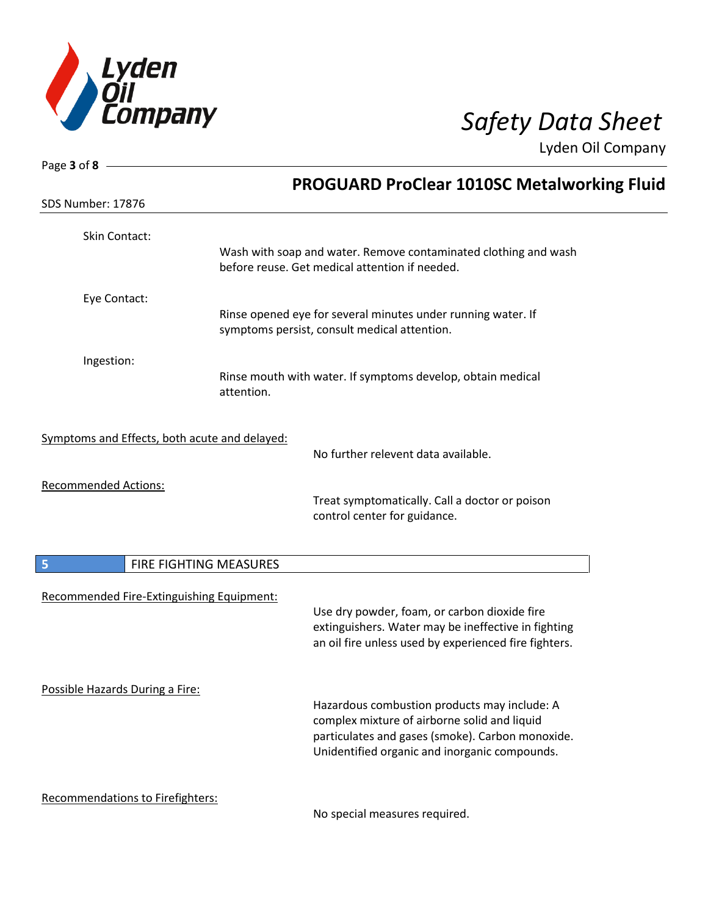Skin Contact:

Wash with soap and water. Remove contaminated clothing and wash before reuse. Get medical attention if needed.

Eye Contact:

Rinse opened eye for several minutes under running water. If symptoms persist, consult medical attention.

Ingestion:

Rinse mouth with water. If symptoms develop, obtain medical attention.

Symptoms and Effects, both acute and delayed:

No further relevent data available.

Recommended Actions:

Treat symptomatically. Call a doctor or poison control center for guidance.

## 5 FIRE FIGHTING MEASURES

Recommended Fire-Extinguishing Equipment:

Use dry powder, foam, or carbon dioxide fire extinguishers. Water may be ineffective in fighting an oil fire unless used by experienced fire fighters.

Possible Hazards During a Fire:

Hazardous combustion products may include: A complex mixture of airborne solid and liquid particulates and gases (smoke). Carbon monoxide. Unidentified organic and inorganic compounds.

Recommendations to Firefighters:

No special measures required.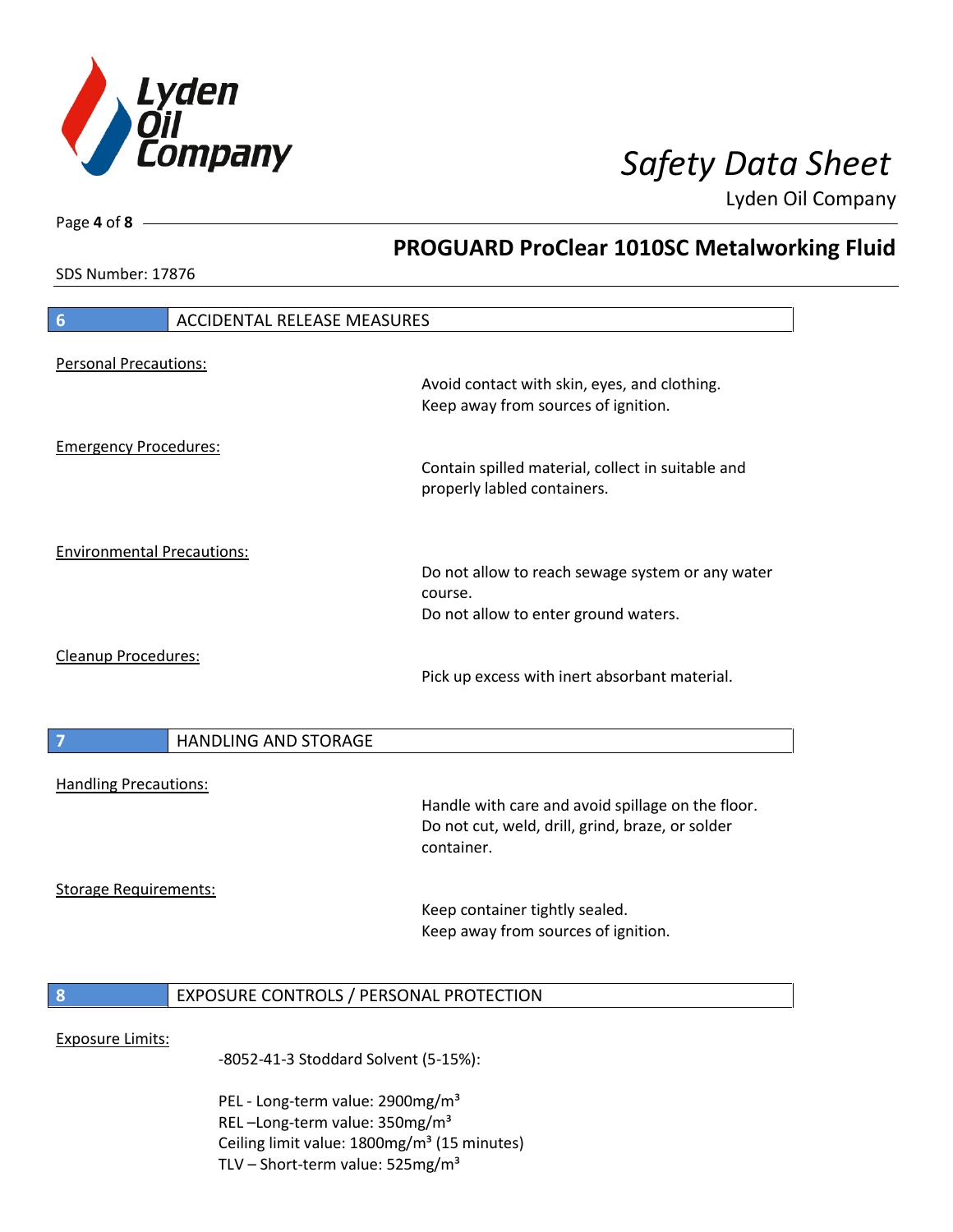## 6 ACCIDENTAL RELEASE MEASURES

Personal Precautions:

Avoid contact with skin, eyes, and clothing.
Keep away from sources of ignition.

Emergency Procedures:

Contain spilled material, collect in suitable and properly labled containers.

Environmental Precautions:

Do not allow to reach sewage system or any water course.
Do not allow to enter ground waters.

Cleanup Procedures:

Pick up excess with inert absorbant material.

## 7 HANDLING AND STORAGE

Handling Precautions:

Handle with care and avoid spillage on the floor.
Do not cut, weld, drill, grind, braze, or solder container.

Storage Requirements:

Keep container tightly sealed.
Keep away from sources of ignition.

## 8 EXPOSURE CONTROLS / PERSONAL PROTECTION

Exposure Limits:

-8052-41-3 Stoddard Solvent (5-15%):

PEL - Long-term value: 2900mg/m$^3$
REL –Long-term value: 350mg/m$^3$
Ceiling limit value: 1800mg/m$^3$ (15 minutes)
TLV – Short-term value: 525mg/m$^3$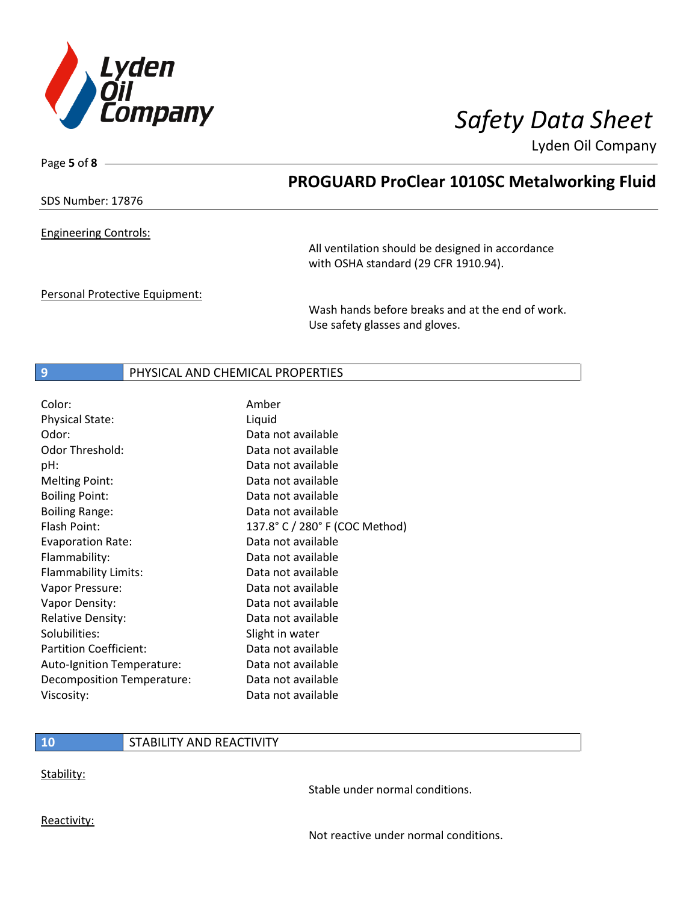Engineering Controls:

All ventilation should be designed in accordance with OSHA standard (29 CFR 1910.94).

Personal Protective Equipment:

Wash hands before breaks and at the end of work. Use safety glasses and gloves.

## 9 PHYSICAL AND CHEMICAL PROPERTIES

| Property | Value |
| --- | --- |
| Color: | Amber |
| Physical State: | Liquid |
| Odor: | Data not available |
| Odor Threshold: | Data not available |
| pH: | Data not available |
| Melting Point: | Data not available |
| Boiling Point: | Data not available |
| Boiling Range: | Data not available |
| Flash Point: | 137.8° C / 280° F (COC Method) |
| Evaporation Rate: | Data not available |
| Flammability: | Data not available |
| Flammability Limits: | Data not available |
| Vapor Pressure: | Data not available |
| Vapor Density: | Data not available |
| Relative Density: | Data not available |
| Solubilities: | Slight in water |
| Partition Coefficient: | Data not available |
| Auto-Ignition Temperature: | Data not available |
| Decomposition Temperature: | Data not available |
| Viscosity: | Data not available |

## 10 STABILITY AND REACTIVITY

Stability:

Stable under normal conditions.

Reactivity:

Not reactive under normal conditions.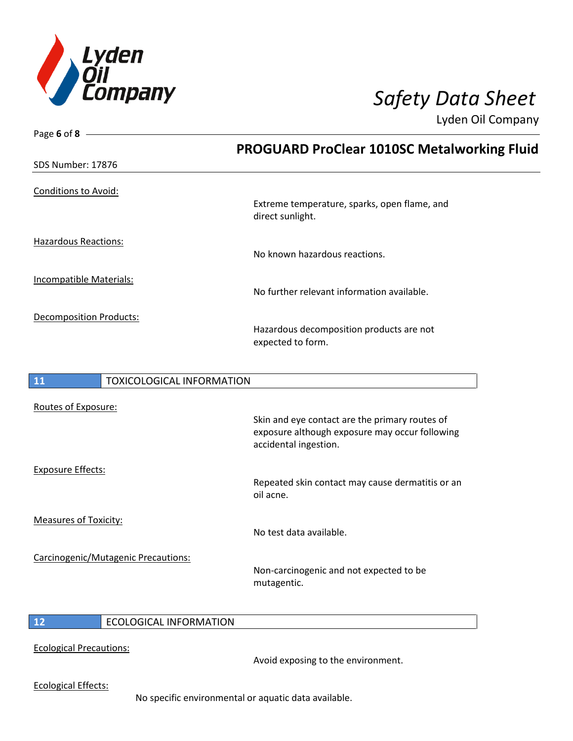Conditions to Avoid:

Extreme temperature, sparks, open flame, and direct sunlight.

Hazardous Reactions:

No known hazardous reactions.

Incompatible Materials:

No further relevant information available.

Decomposition Products:

Hazardous decomposition products are not expected to form.

## 11 TOXICOLOGICAL INFORMATION

Routes of Exposure:

Skin and eye contact are the primary routes of exposure although exposure may occur following accidental ingestion.

Exposure Effects:

Repeated skin contact may cause dermatitis or an oil acne.

Measures of Toxicity:

No test data available.

Carcinogenic/Mutagenic Precautions:

Non-carcinogenic and not expected to be mutagentic.

## 12 ECOLOGICAL INFORMATION

Ecological Precautions:

Avoid exposing to the environment.

Ecological Effects:

No specific environmental or aquatic data available.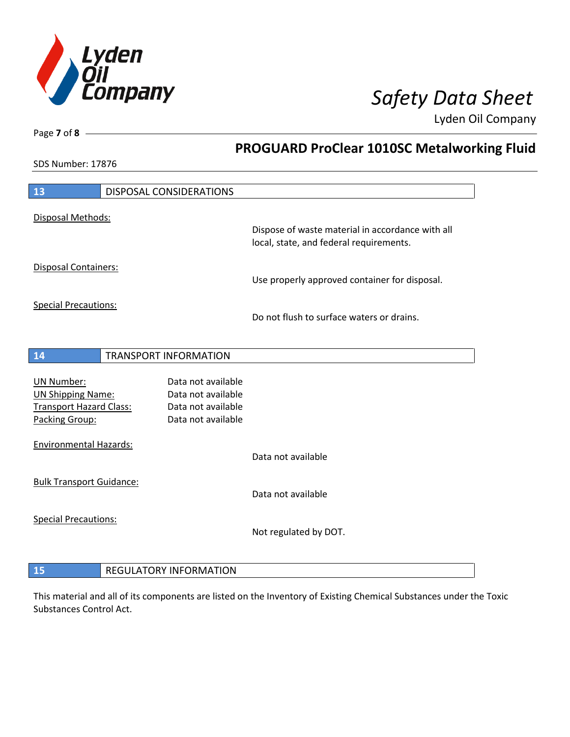## 13 DISPOSAL CONSIDERATIONS

Disposal Methods:

Dispose of waste material in accordance with all local, state, and federal requirements.

Disposal Containers:

Use properly approved container for disposal.

Special Precautions:

Do not flush to surface waters or drains.

## 14 TRANSPORT INFORMATION

| | |
|---|---|
| UN Number: | Data not available |
| UN Shipping Name: | Data not available |
| Transport Hazard Class: | Data not available |
| Packing Group: | Data not available |

Environmental Hazards:

Data not available

Bulk Transport Guidance:

Data not available

Special Precautions:

Not regulated by DOT.

## 15 REGULATORY INFORMATION

This material and all of its components are listed on the Inventory of Existing Chemical Substances under the Toxic Substances Control Act.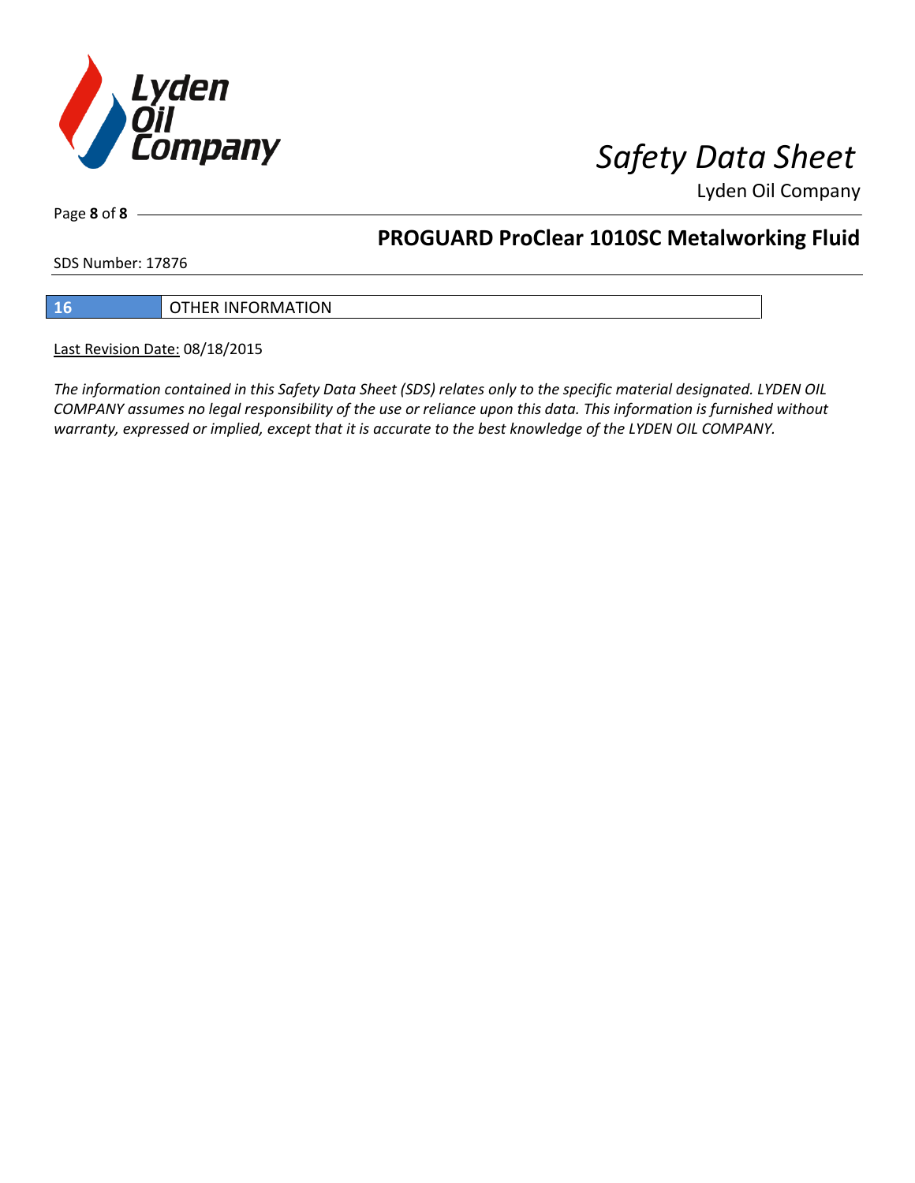## 16 OTHER INFORMATION

Last Revision Date: 08/18/2015

*The information contained in this Safety Data Sheet (SDS) relates only to the specific material designated. LYDEN OIL COMPANY assumes no legal responsibility of the use or reliance upon this data. This information is furnished without warranty, expressed or implied, except that it is accurate to the best knowledge of the LYDEN OIL COMPANY.*